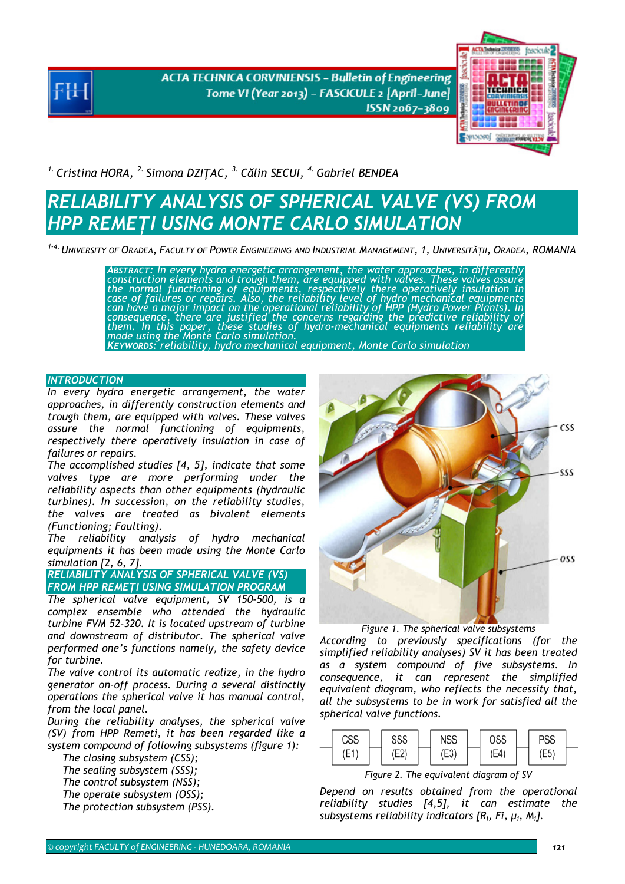[1.] Cristina HORA, [2.] Simona DZIȚAC, [3.] Călin SECUI, [4.] Gabriel BENDEA

# RELIABILITY ANALYSIS OF SPHERICAL VALVE (VS) FROM HPP REMEȚI USING MONTE CARLO SIMULATION

[1-4.] UNIVERSITY OF ORADEA, FACULTY OF POWER ENGINEERING AND INDUSTRIAL MANAGEMENT, 1, UNIVERSITĂȚII, ORADEA, ROMANIA

**ABSTRACT:** In every hydro energetic arrangement, the water approaches, in differently construction elements and trough them, are equipped with valves. These valves assure the normal functioning of equipments, respectively there operatively insulation in case of failures or repairs. Also, the reliability level of hydro mechanical equipments can have a major impact on the operational reliability of HPP (Hydro Power Plants). In consequence, there are justified the concerns regarding the predictive reliability of them. In this paper, these studies of hydro-mechanical equipments reliability are made using the Monte Carlo simulation.

**KEYWORDS:** reliability, hydro mechanical equipment, Monte Carlo simulation

## INTRODUCTION

*In every hydro energetic arrangement, the water approaches, in differently construction elements and trough them, are equipped with valves. These valves assure the normal functioning of equipments, respectively there operatively insulation in case of failures or repairs.*

*The accomplished studies [4, 5], indicate that some valves type are more performing under the reliability aspects than other equipments (hydraulic turbines). In succession, on the reliability studies, the valves are treated as bivalent elements (Functioning; Faulting).*

*The reliability analysis of hydro mechanical equipments it has been made using the Monte Carlo simulation [2, 6, 7].*

## RELIABILITY ANALYSIS OF SPHERICAL VALVE (VS) FROM HPP REMEȚI USING SIMULATION PROGRAM

*The spherical valve equipment, SV 150-500, is a complex ensemble who attended the hydraulic turbine FVM 52-320. It is located upstream of turbine and downstream of distributor. The spherical valve performed one's functions namely, the safety device for turbine.*

*The valve control its automatic realize, in the hydro generator on-off process. During a several distinctly operations the spherical valve it has manual control, from the local panel.*

*During the reliability analyses, the spherical valve (SV) from HPP Remeti, it has been regarded like a system compound of following subsystems (figure 1):*

- *The closing subsystem (CSS);*
- *The sealing subsystem (SSS);*
- *The control subsystem (NSS);*
- *The operate subsystem (OSS);*
- *The protection subsystem (PSS).*

*Figure 1. The spherical valve subsystems*

*According to previously specifications (for the simplified reliability analyses) SV it has been treated as a system compound of five subsystems. In consequence, it can represent the simplified equivalent diagram, who reflects the necessity that, all the subsystems to be in work for satisfied all the spherical valve functions.*

CSS (E1) — SSS (E2) — NSS (E3) — OSS (E4) — PSS (E5)

*Figure 2. The equivalent diagram of SV*

*Depend on results obtained from the operational reliability studies [4,5], it can estimate the subsystems reliability indicators [$R_i$, $Fi$, $\mu_i$, $M_i$].*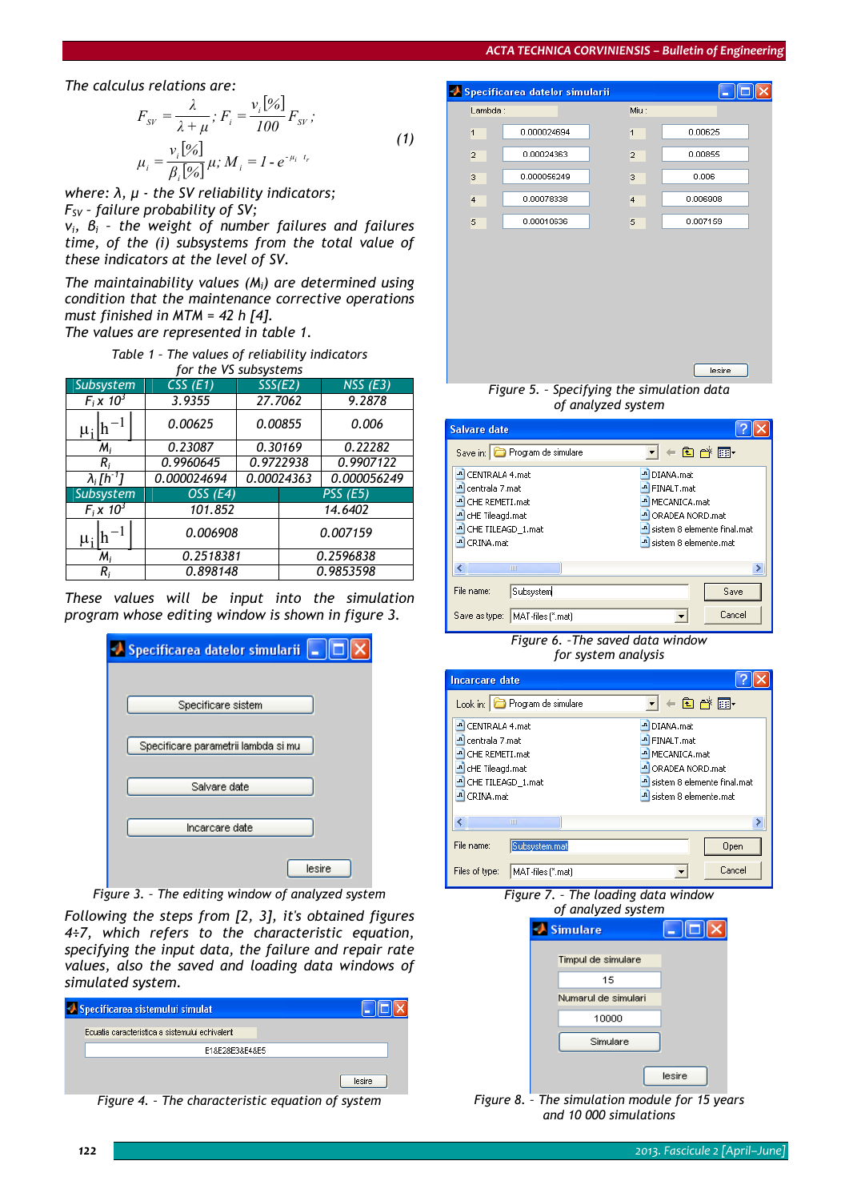The calculus relations are:

$$F_{SV} = \frac{\lambda}{\lambda + \mu};\ F_i = \frac{v_i[\%]}{100} F_{SV};$$
$$\mu_i = \frac{v_i[\%]}{\beta_i[\%]}\mu;\ M_i = 1 - e^{-\mu_i \cdot t_r} \tag{1}$$

where: $\lambda$, $\mu$ - the SV reliability indicators;
$F_{SV}$ - failure probability of SV;
$v_i$, $\beta_i$ - the weight of number failures and failures time, of the (i) subsystems from the total value of these indicators at the level of SV.

The maintainability values ($M_i$) are determined using condition that the maintenance corrective operations must finished in MTM = 42 h [4].
The values are represented in table 1.

Table 1 - The values of reliability indicators for the VS subsystems

| Subsystem | CSS (E1) | SSS(E2) | NSS (E3) |
|---|---|---|---|
| $F_i \times 10^3$ | 3.9355 | 27.7062 | 9.2878 |
| $\mu_i\left[h^{-1}\right]$ | 0.00625 | 0.00855 | 0.006 |
| $M_i$ | 0.23087 | 0.30169 | 0.22282 |
| $R_i$ | 0.9960645 | 0.9722938 | 0.9907122 |
| $\lambda_i\,[h^{-1}]$ | 0.000024694 | 0.00024363 | 0.000056249 |
| **Subsystem** | **OSS (E4)** | **PSS (E5)** | |
| $F_i \times 10^3$ | 101.852 | 14.6402 | |
| $\mu_i\left[h^{-1}\right]$ | 0.006908 | 0.007159 | |
| $M_i$ | 0.2518381 | 0.2596838 | |
| $R_i$ | 0.898148 | 0.9853598 | |

These values will be input into the simulation program whose editing window is shown in figure 3.

Figure 3. - The editing window of analyzed system

Following the steps from [2, 3], it's obtained figures 4÷7, which refers to the characteristic equation, specifying the input data, the failure and repair rate values, also the saved and loading data windows of simulated system.

Figure 4. - The characteristic equation of system

Figure 5. - Specifying the simulation data of analyzed system

Figure 6. -The saved data window for system analysis

Figure 7. - The loading data window of analyzed system

Figure 8. - The simulation module for 15 years and 10 000 simulations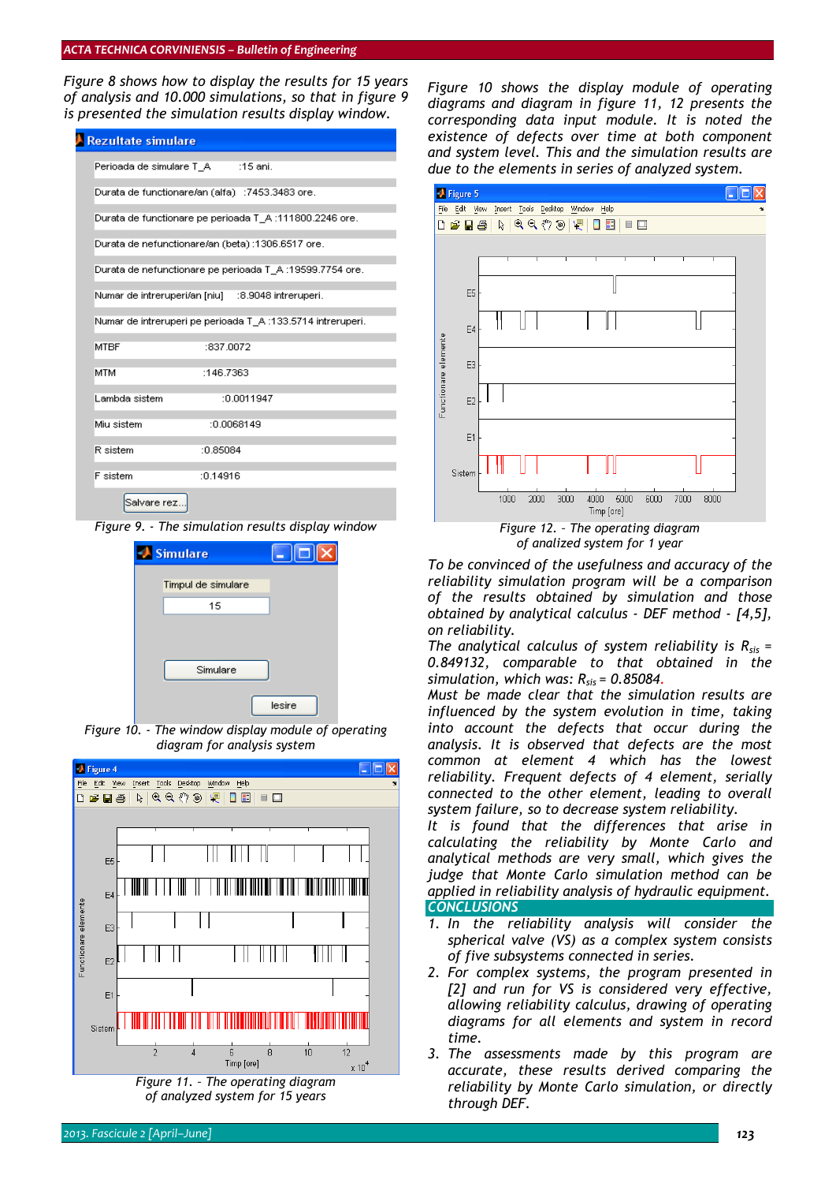Figure 8 shows how to display the results for 15 years of analysis and 10.000 simulations, so that in figure 9 is presented the simulation results display window.

| Rezultate simulare | |
|---|---|
| Perioada de simulare T_A | :15 ani. |
| Durata de functionare/an (alfa) | :7453.3483 ore. |
| Durata de functionare pe perioada T_A | :111800.2246 ore. |
| Durata de nefunctionare/an (beta) | :1306.6517 ore. |
| Durata de nefunctionare pe perioada T_A | :19599.7754 ore. |
| Numar de intreruperi/an [niu] | :8.9048 intreruperi. |
| Numar de intreruperi pe perioada T_A | :133.5714 intreruperi. |
| MTBF | :837.0072 |
| MTM | :146.7363 |
| Lambda sistem | :0.0011947 |
| Miu sistem | :0.0068149 |
| R sistem | :0.85084 |
| F sistem | :0.14916 |

Figure 9. - The simulation results display window

Figure 10. - The window display module of operating diagram for analysis system

Figure 11. - The operating diagram of analyzed system for 15 years

Figure 10 shows the display module of operating diagrams and diagram in figure 11, 12 presents the corresponding data input module. It is noted the existence of defects over time at both component and system level. This and the simulation results are due to the elements in series of analyzed system.

Figure 12. - The operating diagram of analized system for 1 year

To be convinced of the usefulness and accuracy of the reliability simulation program will be a comparison of the results obtained by simulation and those obtained by analytical calculus - DEF method - [4,5], on reliability.

The analytical calculus of system reliability is $R_{sis} = 0.849132$, comparable to that obtained in the simulation, which was: $R_{sis} = 0.85084$.

Must be made clear that the simulation results are influenced by the system evolution in time, taking into account the defects that occur during the analysis. It is observed that defects are the most common at element 4 which has the lowest reliability. Frequent defects of 4 element, serially connected to the other element, leading to overall system failure, so to decrease system reliability.

It is found that the differences that arise in calculating the reliability by Monte Carlo and analytical methods are very small, which gives the judge that Monte Carlo simulation method can be applied in reliability analysis of hydraulic equipment.

## CONCLUSIONS

1. In the reliability analysis will consider the spherical valve (VS) as a complex system consists of five subsystems connected in series.
2. For complex systems, the program presented in [2] and run for VS is considered very effective, allowing reliability calculus, drawing of operating diagrams for all elements and system in record time.
3. The assessments made by this program are accurate, these results derived comparing the reliability by Monte Carlo simulation, or directly through DEF.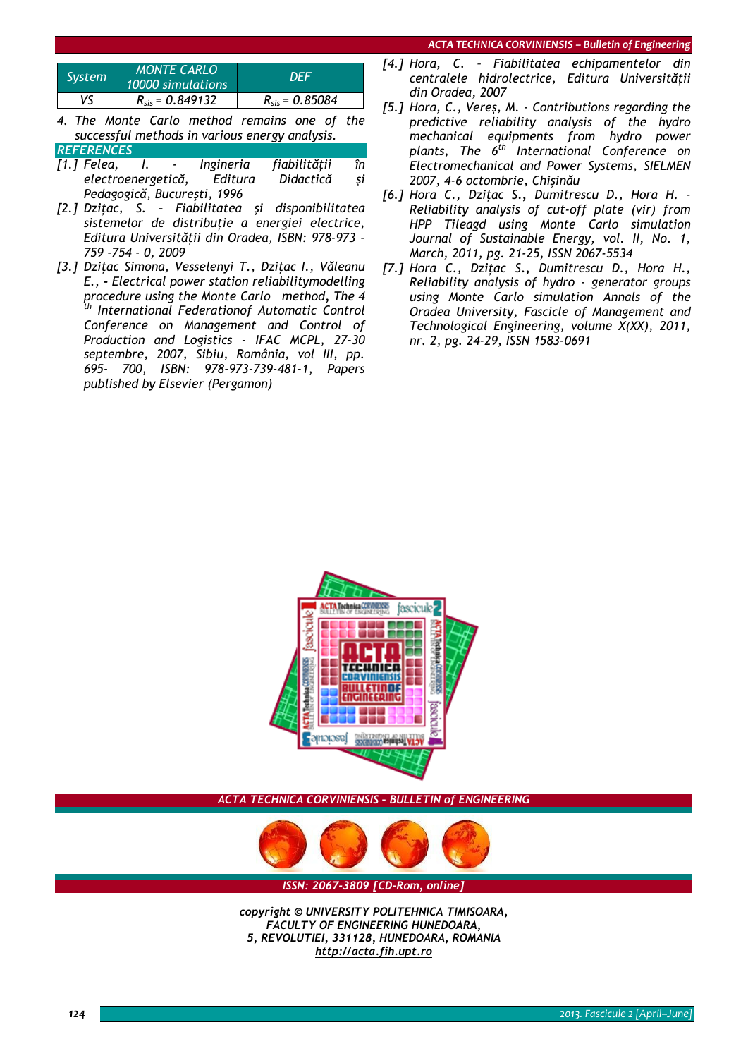| System | MONTE CARLO 10000 simulations | DEF |
|---|---|---|
| VS | $R_{sis}$ = 0.849132 | $R_{sis}$ = 0.85084 |

4. The Monte Carlo method remains one of the successful methods in various energy analysis.

## REFERENCES

[1.] Felea, I. - Ingineria fiabilității în electroenergetică, Editura Didactică și Pedagogică, București, 1996

[2.] Dzițac, S. – Fiabilitatea și disponibilitatea sistemelor de distribuție a energiei electrice, Editura Universității din Oradea, ISBN: 978-973 - 759 -754 - 0, 2009

[3.] Dzițac Simona, Vesselenyi T., Dzițac I., Văleanu E., - Electrical power station reliabilitymodelling procedure using the Monte Carlo method, The 4th International Federationof Automatic Control Conference on Management and Control of Production and Logistics - IFAC MCPL, 27-30 septembre, 2007, Sibiu, România, vol III, pp. 695- 700, ISBN: 978-973-739-481-1, Papers published by Elsevier (Pergamon)

[4.] Hora, C. – Fiabilitatea echipamentelor din centralele hidrolectrice, Editura Universității din Oradea, 2007

[5.] Hora, C., Vereș, M. - Contributions regarding the predictive reliability analysis of the hydro mechanical equipments from hydro power plants, The 6th International Conference on Electromechanical and Power Systems, SIELMEN 2007, 4-6 octombrie, Chișinău

[6.] Hora C., Dzițac S., Dumitrescu D., Hora H. - Reliability analysis of cut-off plate (vir) from HPP Tileagd using Monte Carlo simulation Journal of Sustainable Energy, vol. II, No. 1, March, 2011, pg. 21-25, ISSN 2067-5534

[7.] Hora C., Dzițac S., Dumitrescu D., Hora H., Reliability analysis of hydro - generator groups using Monte Carlo simulation Annals of the Oradea University, Fascicle of Management and Technological Engineering, volume X(XX), 2011, nr. 2, pg. 24-29, ISSN 1583-0691

ACTA TECHNICA CORVINIENSIS – BULLETIN of ENGINEERING

ISSN: 2067-3809 [CD-Rom, online]

**copyright © UNIVERSITY POLITEHNICA TIMISOARA, FACULTY OF ENGINEERING HUNEDOARA, 5, REVOLUTIEI, 331128, HUNEDOARA, ROMANIA**
**http://acta.fih.upt.ro**